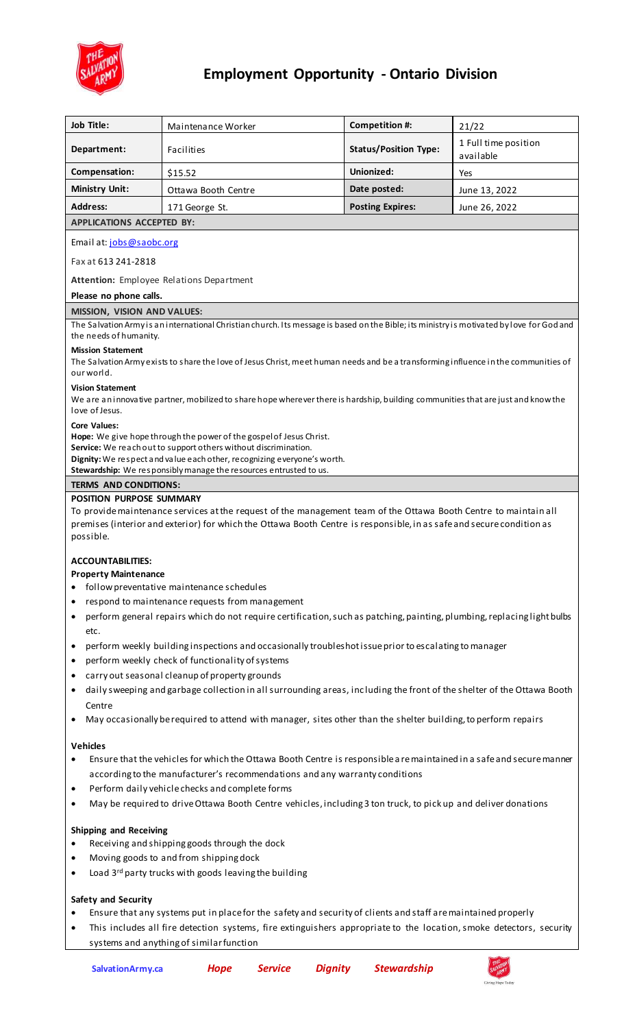# Employment Opportunity - Ontario Division

| Job Title: | Maintenance Worker | Competition #: | 21/22 |
| --- | --- | --- | --- |
| Department: | Facilities | Status/Position Type: | 1 Full time position available |
| Compensation: | $15.52 | Unionized: | Yes |
| Ministry Unit: | Ottawa Booth Centre | Date posted: | June 13, 2022 |
| Address: | 171 George St. | Posting Expires: | June 26, 2022 |

## APPLICATIONS ACCEPTED BY:

Email at: jobs@saobc.org

Fax at 613 241-2818

**Attention:** Employee Relations Department

**Please no phone calls.**

## MISSION, VISION AND VALUES:

The Salvation Army is an international Christian church. Its message is based on the Bible; its ministry is motivated by love for God and the needs of humanity.

**Mission Statement**
The Salvation Army exists to share the love of Jesus Christ, meet human needs and be a transforming influence in the communities of our world.

**Vision Statement**
We are an innovative partner, mobilized to share hope wherever there is hardship, building communities that are just and know the love of Jesus.

**Core Values:**
**Hope:** We give hope through the power of the gospel of Jesus Christ.
**Service:** We reach out to support others without discrimination.
**Dignity:** We respect and value each other, recognizing everyone's worth.
**Stewardship:** We responsibly manage the resources entrusted to us.

## TERMS AND CONDITIONS:

**POSITION PURPOSE SUMMARY**

To provide maintenance services at the request of the management team of the Ottawa Booth Centre to maintain all premises (interior and exterior) for which the Ottawa Booth Centre is responsible, in as safe and secure condition as possible.

**ACCOUNTABILITIES:**

**Property Maintenance**

- follow preventative maintenance schedules
- respond to maintenance requests from management
- perform general repairs which do not require certification, such as patching, painting, plumbing, replacing light bulbs etc.
- perform weekly building inspections and occasionally troubleshot issue prior to escalating to manager
- perform weekly check of functionality of systems
- carry out seasonal cleanup of property grounds
- daily sweeping and garbage collection in all surrounding areas, including the front of the shelter of the Ottawa Booth Centre
- May occasionally be required to attend with manager, sites other than the shelter building, to perform repairs

**Vehicles**

- Ensure that the vehicles for which the Ottawa Booth Centre is responsible are maintained in a safe and secure manner according to the manufacturer's recommendations and any warranty conditions
- Perform daily vehicle checks and complete forms
- May be required to drive Ottawa Booth Centre vehicles, including 3 ton truck, to pick up and deliver donations

**Shipping and Receiving**

- Receiving and shipping goods through the dock
- Moving goods to and from shipping dock
- Load 3rd party trucks with goods leaving the building

**Safety and Security**

- Ensure that any systems put in place for the safety and security of clients and staff are maintained properly
- This includes all fire detection systems, fire extinguishers appropriate to the location, smoke detectors, security systems and anything of similar function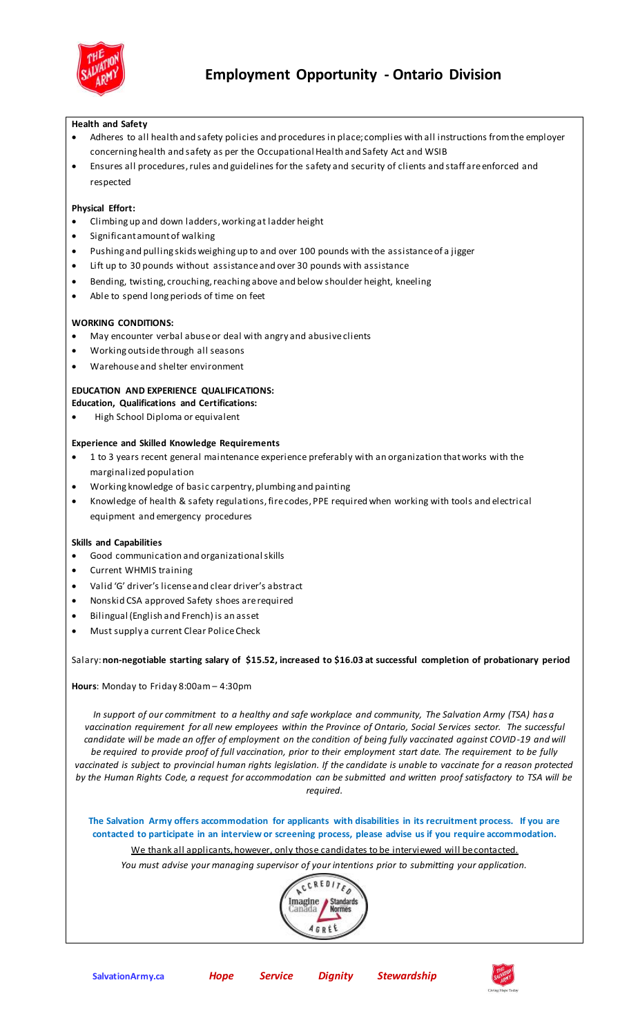# Employment Opportunity - Ontario Division

**Health and Safety**

- Adheres to all health and safety policies and procedures in place; complies with all instructions from the employer concerning health and safety as per the Occupational Health and Safety Act and WSIB
- Ensures all procedures, rules and guidelines for the safety and security of clients and staff are enforced and respected

**Physical Effort:**

- Climbing up and down ladders, working at ladder height
- Significant amount of walking
- Pushing and pulling skids weighing up to and over 100 pounds with the assistance of a jigger
- Lift up to 30 pounds without assistance and over 30 pounds with assistance
- Bending, twisting, crouching, reaching above and below shoulder height, kneeling
- Able to spend long periods of time on feet

**WORKING CONDITIONS:**

- May encounter verbal abuse or deal with angry and abusive clients
- Working outside through all seasons
- Warehouse and shelter environment

**EDUCATION AND EXPERIENCE QUALIFICATIONS:**
**Education, Qualifications and Certifications:**

- High School Diploma or equivalent

**Experience and Skilled Knowledge Requirements**

- 1 to 3 years recent general maintenance experience preferably with an organization that works with the marginalized population
- Working knowledge of basic carpentry, plumbing and painting
- Knowledge of health & safety regulations, fire codes, PPE required when working with tools and electrical equipment and emergency procedures

**Skills and Capabilities**

- Good communication and organizational skills
- Current WHMIS training
- Valid 'G' driver's license and clear driver's abstract
- Nonskid CSA approved Safety shoes are required
- Bilingual (English and French) is an asset
- Must supply a current Clear Police Check

Salary: **non-negotiable starting salary of $15.52, increased to $16.03 at successful completion of probationary period**

**Hours**: Monday to Friday 8:00am – 4:30pm

*In support of our commitment to a healthy and safe workplace and community, The Salvation Army (TSA) has a vaccination requirement for all new employees within the Province of Ontario, Social Services sector. The successful candidate will be made an offer of employment on the condition of being fully vaccinated against COVID-19 and will be required to provide proof of full vaccination, prior to their employment start date. The requirement to be fully vaccinated is subject to provincial human rights legislation. If the candidate is unable to vaccinate for a reason protected by the Human Rights Code, a request for accommodation can be submitted and written proof satisfactory to TSA will be required.*

**The Salvation Army offers accommodation for applicants with disabilities in its recruitment process. If you are contacted to participate in an interview or screening process, please advise us if you require accommodation.**

We thank all applicants, however, only those candidates to be interviewed will be contacted.

*You must advise your managing supervisor of your intentions prior to submitting your application.*

SalvationArmy.ca *Hope* *Service* *Dignity* *Stewardship*